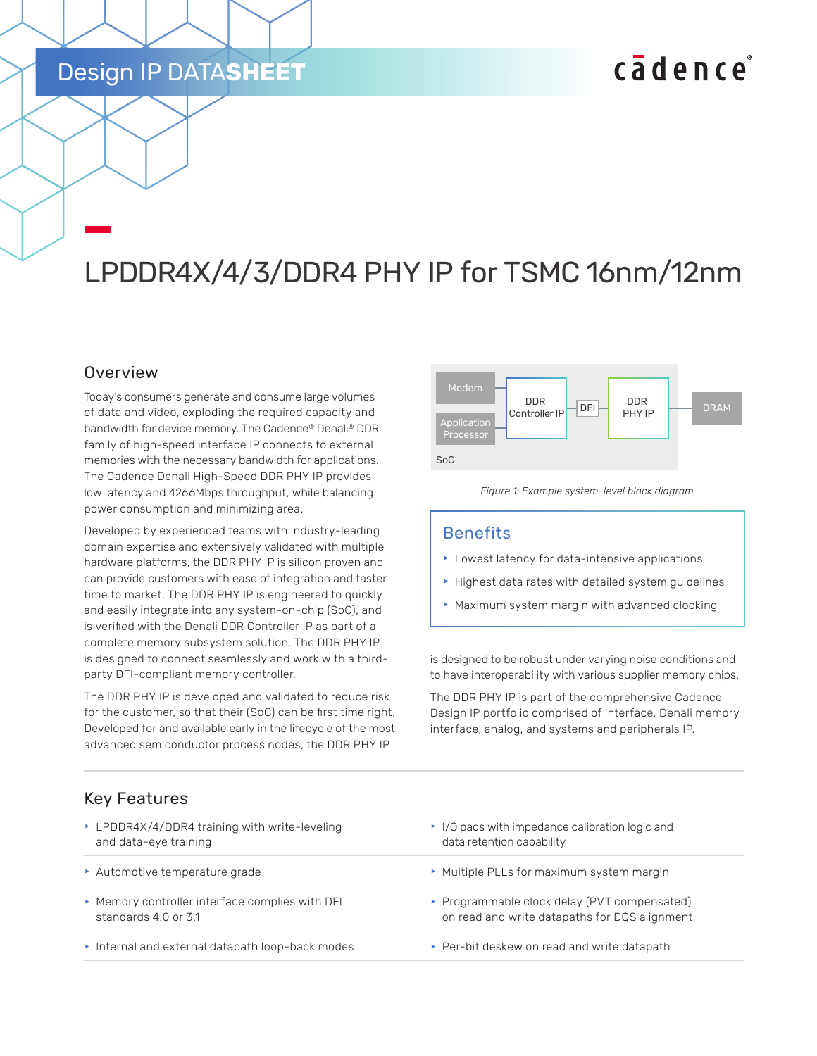Design IP DATASHEET

# LPDDR4X/4/3/DDR4 PHY IP for TSMC 16nm/12nm

## Overview

Today's consumers generate and consume large volumes of data and video, exploding the required capacity and bandwidth for device memory. The Cadence® Denali® DDR family of high-speed interface IP connects to external memories with the necessary bandwidth for applications. The Cadence Denali High-Speed DDR PHY IP provides low latency and 4266Mbps throughput, while balancing power consumption and minimizing area.

Developed by experienced teams with industry-leading domain expertise and extensively validated with multiple hardware platforms, the DDR PHY IP is silicon proven and can provide customers with ease of integration and faster time to market. The DDR PHY IP is engineered to quickly and easily integrate into any system-on-chip (SoC), and is verified with the Denali DDR Controller IP as part of a complete memory subsystem solution. The DDR PHY IP is designed to connect seamlessly and work with a third-party DFI-compliant memory controller.

The DDR PHY IP is developed and validated to reduce risk for the customer, so that their (SoC) can be first time right. Developed for and available early in the lifecycle of the most advanced semiconductor process nodes, the DDR PHY IP is designed to be robust under varying noise conditions and to have interoperability with various supplier memory chips.

The DDR PHY IP is part of the comprehensive Cadence Design IP portfolio comprised of interface, Denali memory interface, analog, and systems and peripherals IP.

Modem | Application Processor | DDR Controller IP | DFI | DDR PHY IP | DRAM | SoC

*Figure 1: Example system-level block diagram*

## Benefits

- Lowest latency for data-intensive applications
- Highest data rates with detailed system guidelines
- Maximum system margin with advanced clocking

## Key Features

- LPDDR4X/4/DDR4 training with write-leveling and data-eye training
- Automotive temperature grade
- Memory controller interface complies with DFI standards 4.0 or 3.1
- Internal and external datapath loop-back modes
- I/O pads with impedance calibration logic and data retention capability
- Multiple PLLs for maximum system margin
- Programmable clock delay (PVT compensated) on read and write datapaths for DQS alignment
- Per-bit deskew on read and write datapath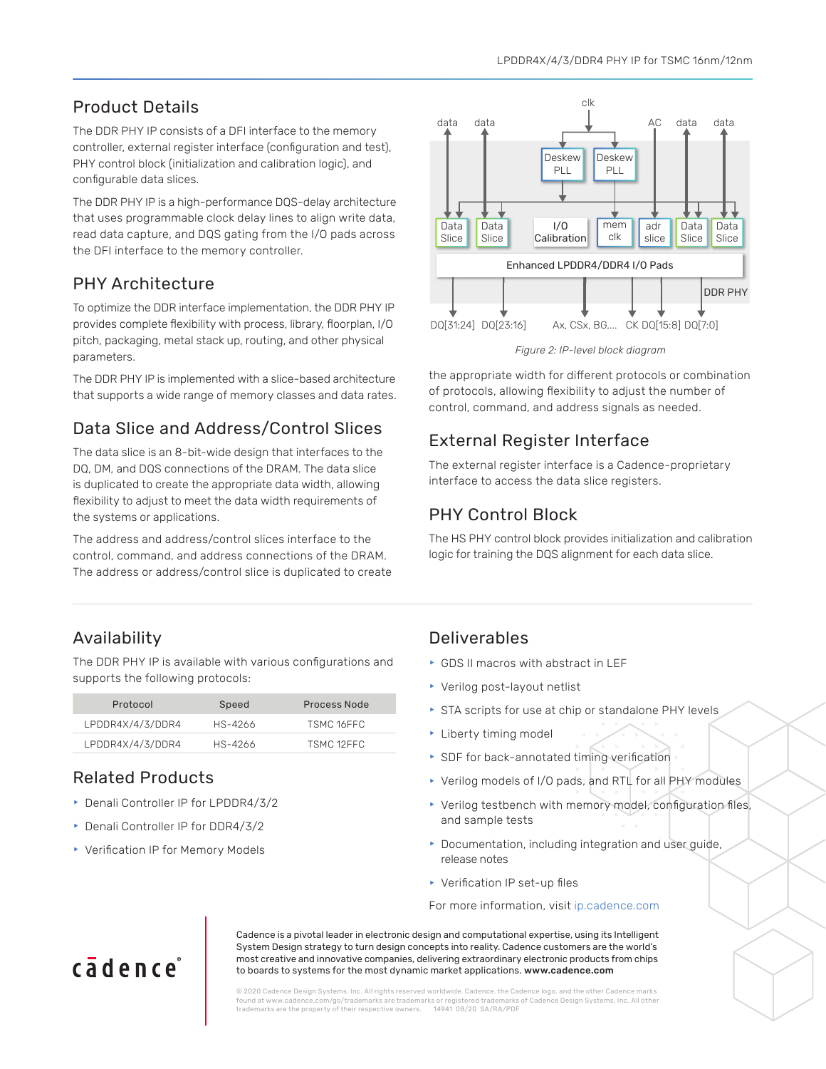## Product Details

The DDR PHY IP consists of a DFI interface to the memory controller, external register interface (configuration and test), PHY control block (initialization and calibration logic), and configurable data slices.

The DDR PHY IP is a high-performance DQS-delay architecture that uses programmable clock delay lines to align write data, read data capture, and DQS gating from the I/O pads across the DFI interface to the memory controller.

## PHY Architecture

To optimize the DDR interface implementation, the DDR PHY IP provides complete flexibility with process, library, floorplan, I/O pitch, packaging, metal stack up, routing, and other physical parameters.

The DDR PHY IP is implemented with a slice-based architecture that supports a wide range of memory classes and data rates.

## Data Slice and Address/Control Slices

The data slice is an 8-bit-wide design that interfaces to the DQ, DM, and DQS connections of the DRAM. The data slice is duplicated to create the appropriate data width, allowing flexibility to adjust to meet the data width requirements of the systems or applications.

The address and address/control slices interface to the control, command, and address connections of the DRAM. The address or address/control slice is duplicated to create the appropriate width for different protocols or combination of protocols, allowing flexibility to adjust the number of control, command, and address signals as needed.

clk
data data AC data data
Deskew PLL
Deskew PLL
Data Slice
Data Slice
I/O Calibration
mem clk
adr slice
Data Slice
Data Slice
Enhanced LPDDR4/DDR4 I/O Pads
DDR PHY
DQ[31:24] DQ[23:16] Ax, CSx, BG,... CK DQ[15:8] DQ[7:0]

*Figure 2: IP-level block diagram*

## External Register Interface

The external register interface is a Cadence-proprietary interface to access the data slice registers.

## PHY Control Block

The HS PHY control block provides initialization and calibration logic for training the DQS alignment for each data slice.

## Availability

The DDR PHY IP is available with various configurations and supports the following protocols:

| Protocol | Speed | Process Node |
| --- | --- | --- |
| LPDDR4X/4/3/DDR4 | HS-4266 | TSMC 16FFC |
| LPDDR4X/4/3/DDR4 | HS-4266 | TSMC 12FFC |

## Related Products

- Denali Controller IP for LPDDR4/3/2
- Denali Controller IP for DDR4/3/2
- Verification IP for Memory Models

## Deliverables

- GDS II macros with abstract in LEF
- Verilog post-layout netlist
- STA scripts for use at chip or standalone PHY levels
- Liberty timing model
- SDF for back-annotated timing verification
- Verilog models of I/O pads, and RTL for all PHY modules
- Verilog testbench with memory model, configuration files, and sample tests
- Documentation, including integration and user guide, release notes
- Verification IP set-up files

For more information, visit ip.cadence.com

cādence®

Cadence is a pivotal leader in electronic design and computational expertise, using its Intelligent System Design strategy to turn design concepts into reality. Cadence customers are the world's most creative and innovative companies, delivering extraordinary electronic products from chips to boards to systems for the most dynamic market applications. **www.cadence.com**

© 2020 Cadence Design Systems, Inc. All rights reserved worldwide. Cadence, the Cadence logo, and the other Cadence marks found at www.cadence.com/go/trademarks are trademarks or registered trademarks of Cadence Design Systems, Inc. All other trademarks are the property of their respective owners. 14941 08/20 SA/RA/PDF